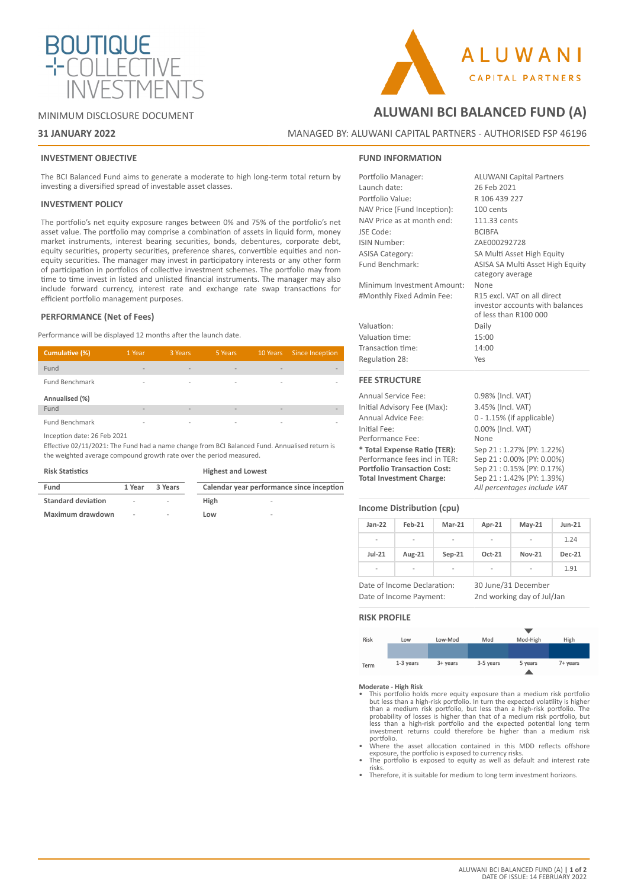BOUTIQUE COLLECTIVE INVESTMENTS

ALUWANI CAPITAL PARTNERS

MINIMUM DISCLOSURE DOCUMENT

**31 JANUARY 2022**

# ALUWANI BCI BALANCED FUND (A)

MANAGED BY: ALUWANI CAPITAL PARTNERS - AUTHORISED FSP 46196

## INVESTMENT OBJECTIVE

The BCI Balanced Fund aims to generate a moderate to high long-term total return by investing a diversified spread of investable asset classes.

## INVESTMENT POLICY

The portfolio's net equity exposure ranges between 0% and 75% of the portfolio's net asset value. The portfolio may comprise a combination of assets in liquid form, money market instruments, interest bearing securities, bonds, debentures, corporate debt, equity securities, property securities, preference shares, convertible equities and non-equity securities. The manager may invest in participatory interests or any other form of participation in portfolios of collective investment schemes. The portfolio may from time to time invest in listed and unlisted financial instruments. The manager may also include forward currency, interest rate and exchange rate swap transactions for efficient portfolio management purposes.

## PERFORMANCE (Net of Fees)

Performance will be displayed 12 months after the launch date.

| Cumulative (%) | 1 Year | 3 Years | 5 Years | 10 Years | Since Inception |
|---|---|---|---|---|---|
| Fund | - | - | - | - | - |
| Fund Benchmark | - | - | - | - | - |
| **Annualised (%)** | | | | | |
| Fund | - | - | - | - | - |
| Fund Benchmark | - | - | - | - | - |

Inception date: 26 Feb 2021

Effective 02/11/2021: The Fund had a name change from BCI Balanced Fund. Annualised return is the weighted average compound growth rate over the period measured.

**Risk Statistics**

| Fund | 1 Year | 3 Years |
|---|---|---|
| **Standard deviation** | - | - |
| **Maximum drawdown** | - | - |

**Highest and Lowest**

| Calendar year performance since inception | |
|---|---|
| **High** | - |
| **Low** | - |

## FUND INFORMATION

| | |
|---|---|
| Portfolio Manager: | ALUWANI Capital Partners |
| Launch date: | 26 Feb 2021 |
| Portfolio Value: | R 106 439 227 |
| NAV Price (Fund Inception): | 100 cents |
| NAV Price as at month end: | 111.33 cents |
| JSE Code: | BCIBFA |
| ISIN Number: | ZAE000292728 |
| ASISA Category: | SA Multi Asset High Equity |
| Fund Benchmark: | ASISA SA Multi Asset High Equity category average |
| Minimum Investment Amount: | None |
| #Monthly Fixed Admin Fee: | R15 excl. VAT on all direct investor accounts with balances of less than R100 000 |
| Valuation: | Daily |
| Valuation time: | 15:00 |
| Transaction time: | 14:00 |
| Regulation 28: | Yes |

## FEE STRUCTURE

| | |
|---|---|
| Annual Service Fee: | 0.98% (Incl. VAT) |
| Initial Advisory Fee (Max): | 3.45% (Incl. VAT) |
| Annual Advice Fee: | 0 - 1.15% (if applicable) |
| Initial Fee: | 0.00% (Incl. VAT) |
| Performance Fee: | None |
| **\* Total Expense Ratio (TER):** | Sep 21 : 1.27% (PY: 1.22%) |
| Performance fees incl in TER: | Sep 21 : 0.00% (PY: 0.00%) |
| **Portfolio Transaction Cost:** | Sep 21 : 0.15% (PY: 0.17%) |
| **Total Investment Charge:** | Sep 21 : 1.42% (PY: 1.39%) |
| | *All percentages include VAT* |

## Income Distribution (cpu)

| Jan-22 | Feb-21 | Mar-21 | Apr-21 | May-21 | Jun-21 |
|---|---|---|---|---|---|
| - | - | - | - | - | 1.24 |
| **Jul-21** | **Aug-21** | **Sep-21** | **Oct-21** | **Nov-21** | **Dec-21** |
| - | - | - | - | - | 1.91 |

| | |
|---|---|
| Date of Income Declaration: | 30 June/31 December |
| Date of Income Payment: | 2nd working day of Jul/Jan |

## RISK PROFILE

| Risk | Low | Low-Mod | Mod | Mod-High | High |
|---|---|---|---|---|---|
| Term | 1-3 years | 3+ years | 3-5 years | 5 years | 7+ years |

**Moderate - High Risk**

- This portfolio holds more equity exposure than a medium risk portfolio but less than a high-risk portfolio. In turn the expected volatility is higher than a medium risk portfolio, but less than a high-risk portfolio. The probability of losses is higher than that of a medium risk portfolio, but less than a high-risk portfolio and the expected potential long term investment returns could therefore be higher than a medium risk portfolio.
- Where the asset allocation contained in this MDD reflects offshore exposure, the portfolio is exposed to currency risks.
- The portfolio is exposed to equity as well as default and interest rate risks.
- Therefore, it is suitable for medium to long term investment horizons.

ALUWANI BCI BALANCED FUND (A)
DATE OF ISSUE: 14 FEBRUARY 2022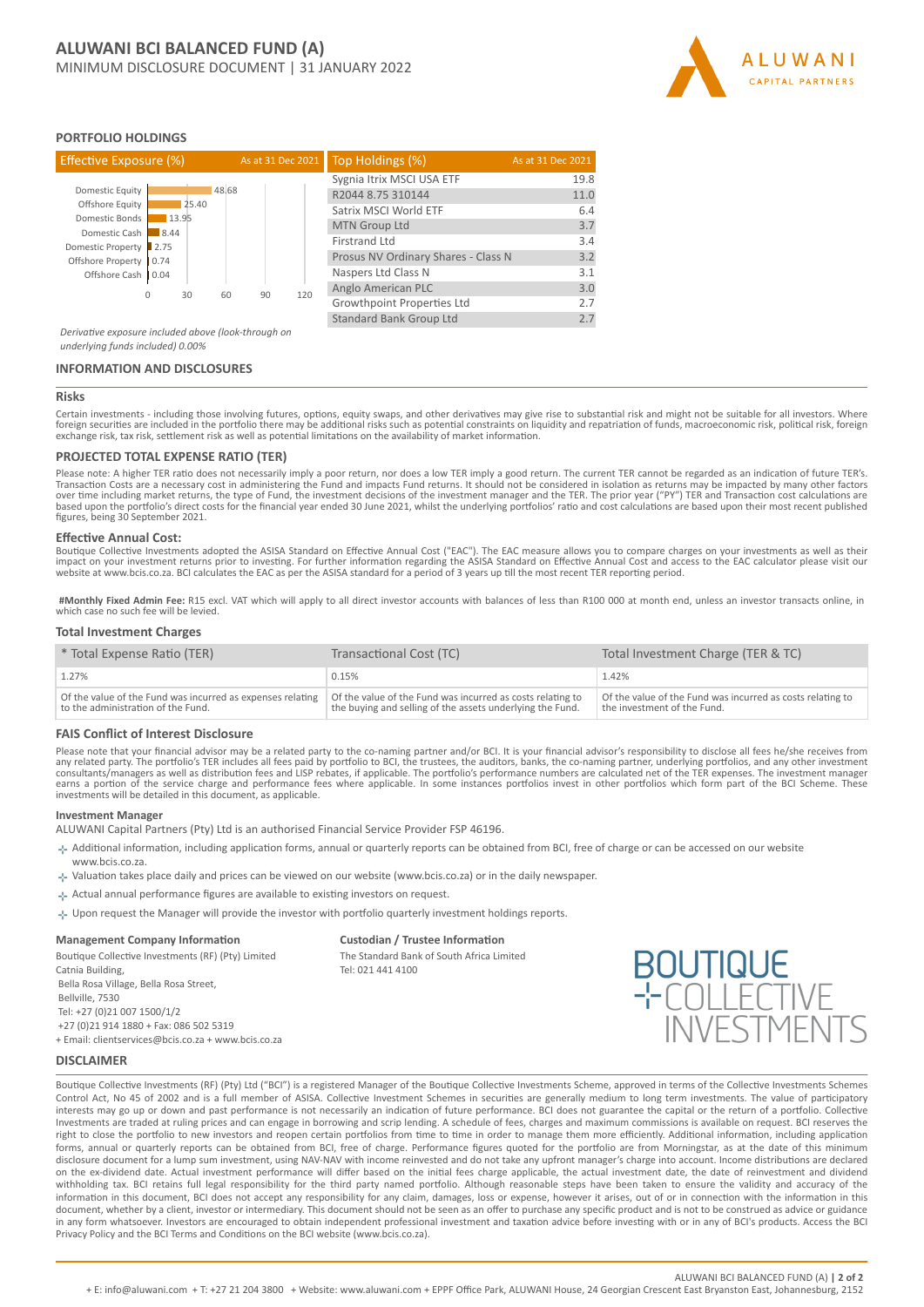# ALUWANI BCI BALANCED FUND (A)

MINIMUM DISCLOSURE DOCUMENT | 31 JANUARY 2022

## PORTFOLIO HOLDINGS

**Effective Exposure (%)** As at 31 Dec 2021

Domestic Equity 48.68
Offshore Equity 25.40
Domestic Bonds 13.95
Domestic Cash 8.44
Domestic Property 2.75
Offshore Property 0.74
Offshore Cash 0.04

0 30 60 90 120

*Derivative exposure included above (look-through on underlying funds included) 0.00%*

| Top Holdings (%) | As at 31 Dec 2021 |
|---|---|
| Sygnia Itrix MSCI USA ETF | 19.8 |
| R2044 8.75 310144 | 11.0 |
| Satrix MSCI World ETF | 6.4 |
| MTN Group Ltd | 3.7 |
| Firstrand Ltd | 3.4 |
| Prosus NV Ordinary Shares - Class N | 3.2 |
| Naspers Ltd Class N | 3.1 |
| Anglo American PLC | 3.0 |
| Growthpoint Properties Ltd | 2.7 |
| Standard Bank Group Ltd | 2.7 |

## INFORMATION AND DISCLOSURES

### Risks

Certain investments - including those involving futures, options, equity swaps, and other derivatives may give rise to substantial risk and might not be suitable for all investors. Where foreign securities are included in the portfolio there may be additional risks such as potential constraints on liquidity and repatriation of funds, macroeconomic risk, political risk, foreign exchange risk, tax risk, settlement risk as well as potential limitations on the availability of market information.

## PROJECTED TOTAL EXPENSE RATIO (TER)

Please note: A higher TER ratio does not necessarily imply a poor return, nor does a low TER imply a good return. The current TER cannot be regarded as an indication of future TER's. Transaction Costs are a necessary cost in administering the Fund and impacts Fund returns. It should not be considered in isolation as returns may be impacted by many other factors over time including market returns, the type of Fund, the investment decisions of the investment manager and the TER. The prior year ("PY") TER and Transaction cost calculations are based upon the portfolio's direct costs for the financial year ended 30 June 2021, whilst the underlying portfolios' ratio and cost calculations are based upon their most recent published figures, being 30 September 2021.

### Effective Annual Cost:

Boutique Collective Investments adopted the ASISA Standard on Effective Annual Cost ("EAC"). The EAC measure allows you to compare charges on your investments as well as their impact on your investment returns prior to investing. For further information regarding the ASISA Standard on Effective Annual Cost and access to the EAC calculator please visit our website at www.bcis.co.za. BCI calculates the EAC as per the ASISA standard for a period of 3 years up till the most recent TER reporting period.

**#Monthly Fixed Admin Fee:** R15 excl. VAT which will apply to all direct investor accounts with balances of less than R100 000 at month end, unless an investor transacts online, in which case no such fee will be levied.

### Total Investment Charges

| * Total Expense Ratio (TER) | Transactional Cost (TC) | Total Investment Charge (TER & TC) |
|---|---|---|
| 1.27% | 0.15% | 1.42% |
| Of the value of the Fund was incurred as expenses relating to the administration of the Fund. | Of the value of the Fund was incurred as costs relating to the buying and selling of the assets underlying the Fund. | Of the value of the Fund was incurred as costs relating to the investment of the Fund. |

### FAIS Conflict of Interest Disclosure

Please note that your financial advisor may be a related party to the co-naming partner and/or BCI. It is your financial advisor's responsibility to disclose all fees he/she receives from any related party. The portfolio's TER includes all fees paid by portfolio to BCI, the trustees, the auditors, banks, the co-naming partner, underlying portfolios, and any other investment consultants/managers as well as distribution fees and LISP rebates, if applicable. The portfolio's performance numbers are calculated net of the TER expenses. The investment manager earns a portion of the service charge and performance fees where applicable. In some instances portfolios invest in other portfolios which form part of the BCI Scheme. These investments will be detailed in this document, as applicable.

#### Investment Manager

ALUWANI Capital Partners (Pty) Ltd is an authorised Financial Service Provider FSP 46196.

- Additional information, including application forms, annual or quarterly reports can be obtained from BCI, free of charge or can be accessed on our website www.bcis.co.za.
- Valuation takes place daily and prices can be viewed on our website (www.bcis.co.za) or in the daily newspaper.
- Actual annual performance figures are available to existing investors on request.
- Upon request the Manager will provide the investor with portfolio quarterly investment holdings reports.

#### Management Company Information

Boutique Collective Investments (RF) (Pty) Limited
Catnia Building,
Bella Rosa Village, Bella Rosa Street,
Bellville, 7530
Tel: +27 (0)21 007 1500/1/2
+27 (0)21 914 1880 + Fax: 086 502 5319
+ Email: clientservices@bcis.co.za + www.bcis.co.za

#### Custodian / Trustee Information

The Standard Bank of South Africa Limited
Tel: 021 441 4100

## DISCLAIMER

Boutique Collective Investments (RF) (Pty) Ltd ("BCI") is a registered Manager of the Boutique Collective Investments Scheme, approved in terms of the Collective Investments Schemes Control Act, No 45 of 2002 and is a full member of ASISA. Collective Investment Schemes in securities are generally medium to long term investments. The value of participatory interests may go up or down and past performance is not necessarily an indication of future performance. BCI does not guarantee the capital or the return of a portfolio. Collective Investments are traded at ruling prices and can engage in borrowing and scrip lending. A schedule of fees, charges and maximum commissions is available on request. BCI reserves the right to close the portfolio to new investors and reopen certain portfolios from time to time in order to manage them more efficiently. Additional information, including application forms, annual or quarterly reports can be obtained from BCI, free of charge. Performance figures quoted for the portfolio are from Morningstar, as at the date of this minimum disclosure document for a lump sum investment, using NAV-NAV with income reinvested and do not take any upfront manager's charge into account. Income distributions are declared on the ex-dividend date. Actual investment performance will differ based on the initial fees charge applicable, the actual investment date, the date of reinvestment and dividend withholding tax. BCI retains full legal responsibility for the third party named portfolio. Although reasonable steps have been taken to ensure the validity and accuracy of the information in this document, BCI does not accept any responsibility for any claim, damages, loss or expense, however it arises, out of or in connection with the information in this document, whether by a client, investor or intermediary. This document should not be seen as an offer to purchase any specific product and is not to be construed as advice or guidance in any form whatsoever. Investors are encouraged to obtain independent professional investment and taxation advice before investing with or in any of BCI's products. Access the BCI Privacy Policy and the BCI Terms and Conditions on the BCI website (www.bcis.co.za).

+ E: info@aluwani.com + T: +27 21 204 3800 + Website: www.aluwani.com + EPPF Office Park, ALUWANI House, 24 Georgian Crescent East Bryanston East, Johannesburg, 2152